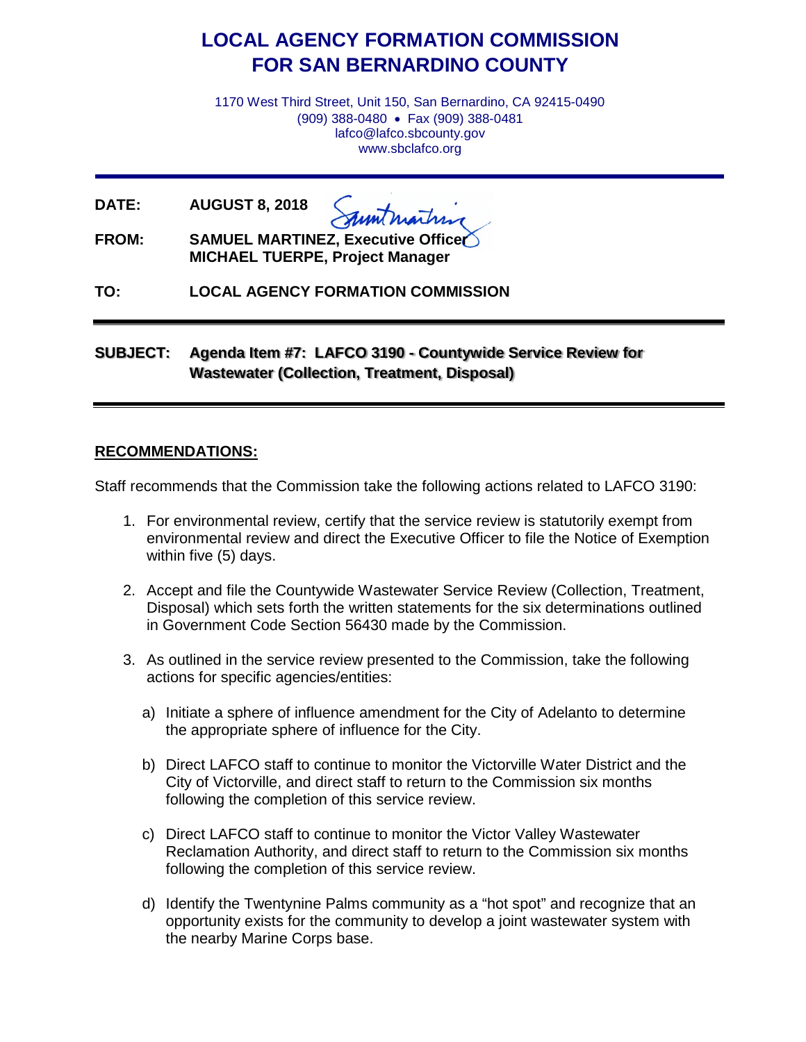# LOCAL AGENCY FORMATION COMMISSION
# FOR SAN BERNARDINO COUNTY

1170 West Third Street, Unit 150, San Bernardino, CA 92415-0490
(909) 388-0480 • Fax (909) 388-0481
lafco@lafco.sbcounty.gov
www.sbclafco.org

---

**DATE:** **AUGUST 8, 2018**

**FROM:** **SAMUEL MARTINEZ, Executive Officer**
**MICHAEL TUERPE, Project Manager**

**TO:** **LOCAL AGENCY FORMATION COMMISSION**

---

**SUBJECT:** **Agenda Item #7: LAFCO 3190 - Countywide Service Review for Wastewater (Collection, Treatment, Disposal)**

---

## RECOMMENDATIONS:

Staff recommends that the Commission take the following actions related to LAFCO 3190:

1. For environmental review, certify that the service review is statutorily exempt from environmental review and direct the Executive Officer to file the Notice of Exemption within five (5) days.

2. Accept and file the Countywide Wastewater Service Review (Collection, Treatment, Disposal) which sets forth the written statements for the six determinations outlined in Government Code Section 56430 made by the Commission.

3. As outlined in the service review presented to the Commission, take the following actions for specific agencies/entities:

   a) Initiate a sphere of influence amendment for the City of Adelanto to determine the appropriate sphere of influence for the City.

   b) Direct LAFCO staff to continue to monitor the Victorville Water District and the City of Victorville, and direct staff to return to the Commission six months following the completion of this service review.

   c) Direct LAFCO staff to continue to monitor the Victor Valley Wastewater Reclamation Authority, and direct staff to return to the Commission six months following the completion of this service review.

   d) Identify the Twentynine Palms community as a "hot spot" and recognize that an opportunity exists for the community to develop a joint wastewater system with the nearby Marine Corps base.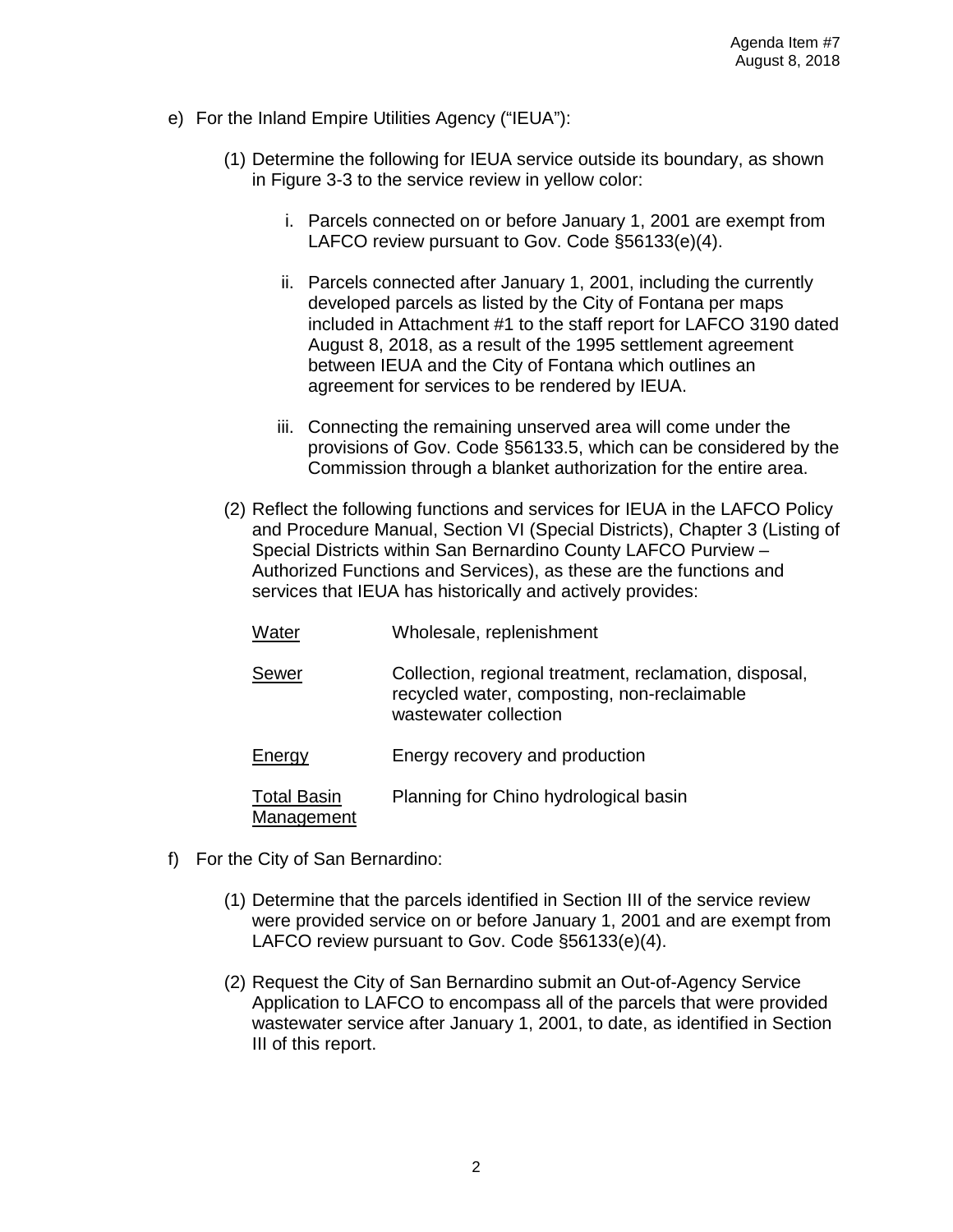e) For the Inland Empire Utilities Agency ("IEUA"):

   (1) Determine the following for IEUA service outside its boundary, as shown in Figure 3-3 to the service review in yellow color:

      i. Parcels connected on or before January 1, 2001 are exempt from LAFCO review pursuant to Gov. Code §56133(e)(4).

      ii. Parcels connected after January 1, 2001, including the currently developed parcels as listed by the City of Fontana per maps included in Attachment #1 to the staff report for LAFCO 3190 dated August 8, 2018, as a result of the 1995 settlement agreement between IEUA and the City of Fontana which outlines an agreement for services to be rendered by IEUA.

      iii. Connecting the remaining unserved area will come under the provisions of Gov. Code §56133.5, which can be considered by the Commission through a blanket authorization for the entire area.

   (2) Reflect the following functions and services for IEUA in the LAFCO Policy and Procedure Manual, Section VI (Special Districts), Chapter 3 (Listing of Special Districts within San Bernardino County LAFCO Purview – Authorized Functions and Services), as these are the functions and services that IEUA has historically and actively provides:

| | |
|---|---|
| Water | Wholesale, replenishment |
| Sewer | Collection, regional treatment, reclamation, disposal, recycled water, composting, non-reclaimable wastewater collection |
| Energy | Energy recovery and production |
| Total Basin Management | Planning for Chino hydrological basin |

f) For the City of San Bernardino:

   (1) Determine that the parcels identified in Section III of the service review were provided service on or before January 1, 2001 and are exempt from LAFCO review pursuant to Gov. Code §56133(e)(4).

   (2) Request the City of San Bernardino submit an Out-of-Agency Service Application to LAFCO to encompass all of the parcels that were provided wastewater service after January 1, 2001, to date, as identified in Section III of this report.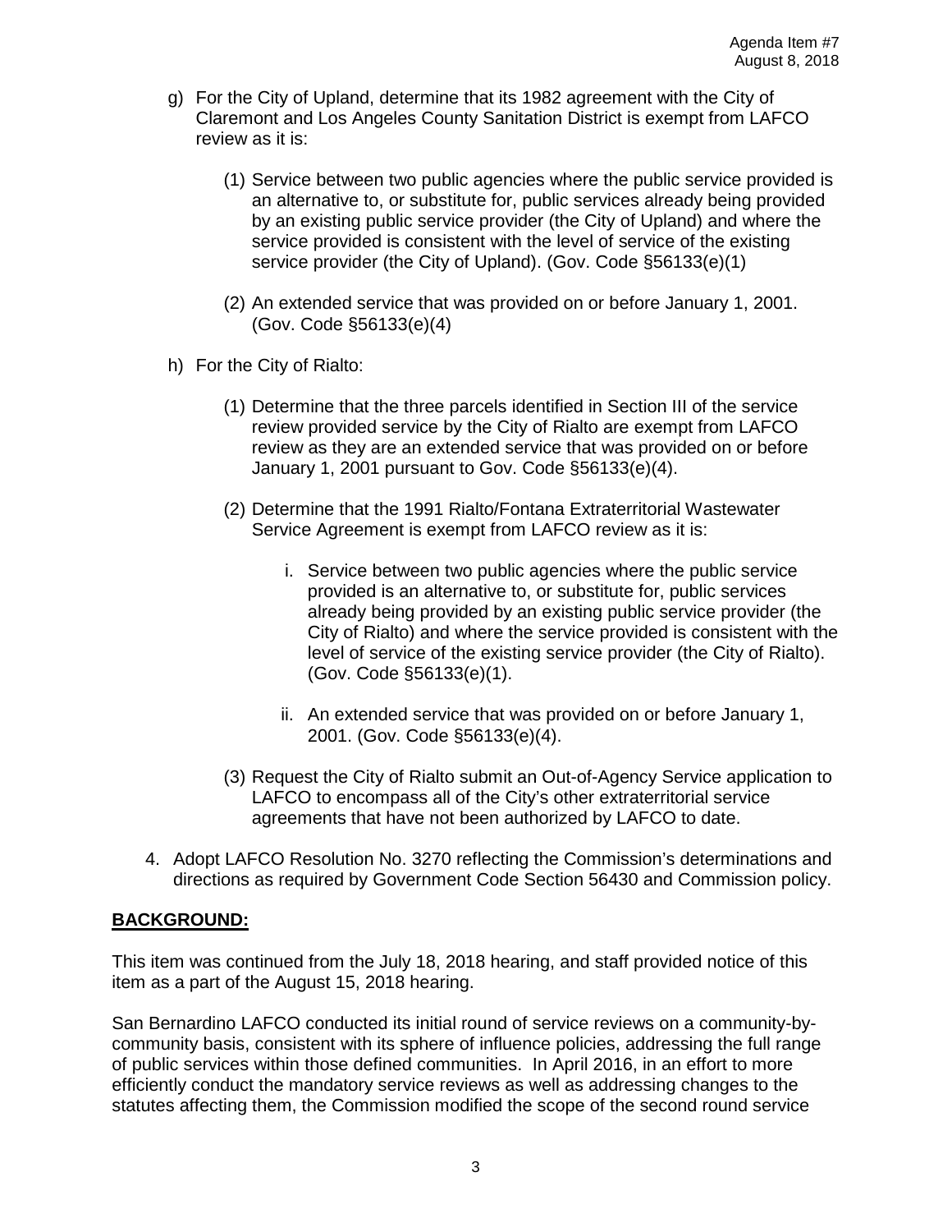g) For the City of Upland, determine that its 1982 agreement with the City of Claremont and Los Angeles County Sanitation District is exempt from LAFCO review as it is:

   (1) Service between two public agencies where the public service provided is an alternative to, or substitute for, public services already being provided by an existing public service provider (the City of Upland) and where the service provided is consistent with the level of service of the existing service provider (the City of Upland). (Gov. Code §56133(e)(1)

   (2) An extended service that was provided on or before January 1, 2001. (Gov. Code §56133(e)(4)

h) For the City of Rialto:

   (1) Determine that the three parcels identified in Section III of the service review provided service by the City of Rialto are exempt from LAFCO review as they are an extended service that was provided on or before January 1, 2001 pursuant to Gov. Code §56133(e)(4).

   (2) Determine that the 1991 Rialto/Fontana Extraterritorial Wastewater Service Agreement is exempt from LAFCO review as it is:

      i. Service between two public agencies where the public service provided is an alternative to, or substitute for, public services already being provided by an existing public service provider (the City of Rialto) and where the service provided is consistent with the level of service of the existing service provider (the City of Rialto). (Gov. Code §56133(e)(1).

      ii. An extended service that was provided on or before January 1, 2001. (Gov. Code §56133(e)(4).

   (3) Request the City of Rialto submit an Out-of-Agency Service application to LAFCO to encompass all of the City's other extraterritorial service agreements that have not been authorized by LAFCO to date.

4. Adopt LAFCO Resolution No. 3270 reflecting the Commission's determinations and directions as required by Government Code Section 56430 and Commission policy.

## BACKGROUND:

This item was continued from the July 18, 2018 hearing, and staff provided notice of this item as a part of the August 15, 2018 hearing.

San Bernardino LAFCO conducted its initial round of service reviews on a community-by-community basis, consistent with its sphere of influence policies, addressing the full range of public services within those defined communities. In April 2016, in an effort to more efficiently conduct the mandatory service reviews as well as addressing changes to the statutes affecting them, the Commission modified the scope of the second round service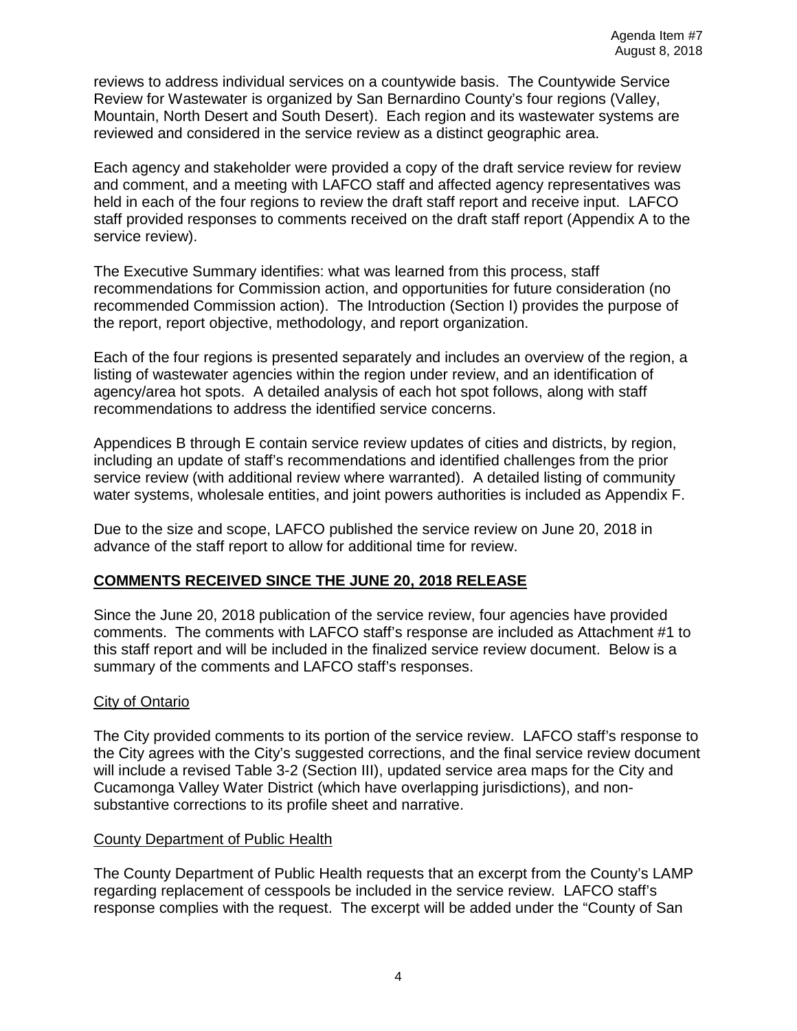reviews to address individual services on a countywide basis. The Countywide Service Review for Wastewater is organized by San Bernardino County's four regions (Valley, Mountain, North Desert and South Desert). Each region and its wastewater systems are reviewed and considered in the service review as a distinct geographic area.

Each agency and stakeholder were provided a copy of the draft service review for review and comment, and a meeting with LAFCO staff and affected agency representatives was held in each of the four regions to review the draft staff report and receive input. LAFCO staff provided responses to comments received on the draft staff report (Appendix A to the service review).

The Executive Summary identifies: what was learned from this process, staff recommendations for Commission action, and opportunities for future consideration (no recommended Commission action). The Introduction (Section I) provides the purpose of the report, report objective, methodology, and report organization.

Each of the four regions is presented separately and includes an overview of the region, a listing of wastewater agencies within the region under review, and an identification of agency/area hot spots. A detailed analysis of each hot spot follows, along with staff recommendations to address the identified service concerns.

Appendices B through E contain service review updates of cities and districts, by region, including an update of staff's recommendations and identified challenges from the prior service review (with additional review where warranted). A detailed listing of community water systems, wholesale entities, and joint powers authorities is included as Appendix F.

Due to the size and scope, LAFCO published the service review on June 20, 2018 in advance of the staff report to allow for additional time for review.

## COMMENTS RECEIVED SINCE THE JUNE 20, 2018 RELEASE

Since the June 20, 2018 publication of the service review, four agencies have provided comments. The comments with LAFCO staff's response are included as Attachment #1 to this staff report and will be included in the finalized service review document. Below is a summary of the comments and LAFCO staff's responses.

### City of Ontario

The City provided comments to its portion of the service review. LAFCO staff's response to the City agrees with the City's suggested corrections, and the final service review document will include a revised Table 3-2 (Section III), updated service area maps for the City and Cucamonga Valley Water District (which have overlapping jurisdictions), and non-substantive corrections to its profile sheet and narrative.

### County Department of Public Health

The County Department of Public Health requests that an excerpt from the County's LAMP regarding replacement of cesspools be included in the service review. LAFCO staff's response complies with the request. The excerpt will be added under the "County of San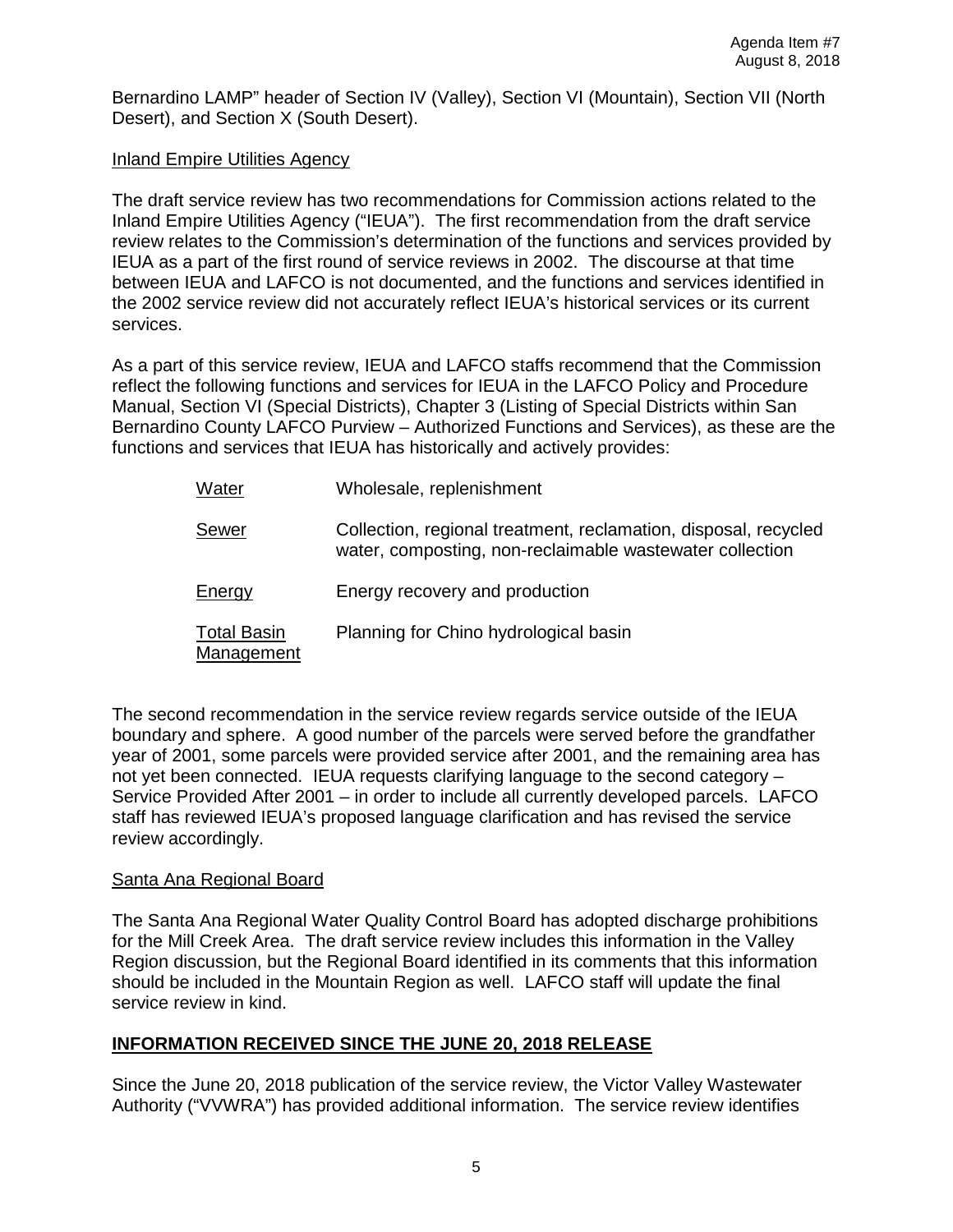Bernardino LAMP" header of Section IV (Valley), Section VI (Mountain), Section VII (North Desert), and Section X (South Desert).

<u>Inland Empire Utilities Agency</u>

The draft service review has two recommendations for Commission actions related to the Inland Empire Utilities Agency ("IEUA"). The first recommendation from the draft service review relates to the Commission's determination of the functions and services provided by IEUA as a part of the first round of service reviews in 2002. The discourse at that time between IEUA and LAFCO is not documented, and the functions and services identified in the 2002 service review did not accurately reflect IEUA's historical services or its current services.

As a part of this service review, IEUA and LAFCO staffs recommend that the Commission reflect the following functions and services for IEUA in the LAFCO Policy and Procedure Manual, Section VI (Special Districts), Chapter 3 (Listing of Special Districts within San Bernardino County LAFCO Purview – Authorized Functions and Services), as these are the functions and services that IEUA has historically and actively provides:

| | |
|---|---|
| <u>Water</u> | Wholesale, replenishment |
| <u>Sewer</u> | Collection, regional treatment, reclamation, disposal, recycled water, composting, non-reclaimable wastewater collection |
| <u>Energy</u> | Energy recovery and production |
| <u>Total Basin Management</u> | Planning for Chino hydrological basin |

The second recommendation in the service review regards service outside of the IEUA boundary and sphere. A good number of the parcels were served before the grandfather year of 2001, some parcels were provided service after 2001, and the remaining area has not yet been connected. IEUA requests clarifying language to the second category – Service Provided After 2001 – in order to include all currently developed parcels. LAFCO staff has reviewed IEUA's proposed language clarification and has revised the service review accordingly.

<u>Santa Ana Regional Board</u>

The Santa Ana Regional Water Quality Control Board has adopted discharge prohibitions for the Mill Creek Area. The draft service review includes this information in the Valley Region discussion, but the Regional Board identified in its comments that this information should be included in the Mountain Region as well. LAFCO staff will update the final service review in kind.

## INFORMATION RECEIVED SINCE THE JUNE 20, 2018 RELEASE

Since the June 20, 2018 publication of the service review, the Victor Valley Wastewater Authority ("VVWRA") has provided additional information. The service review identifies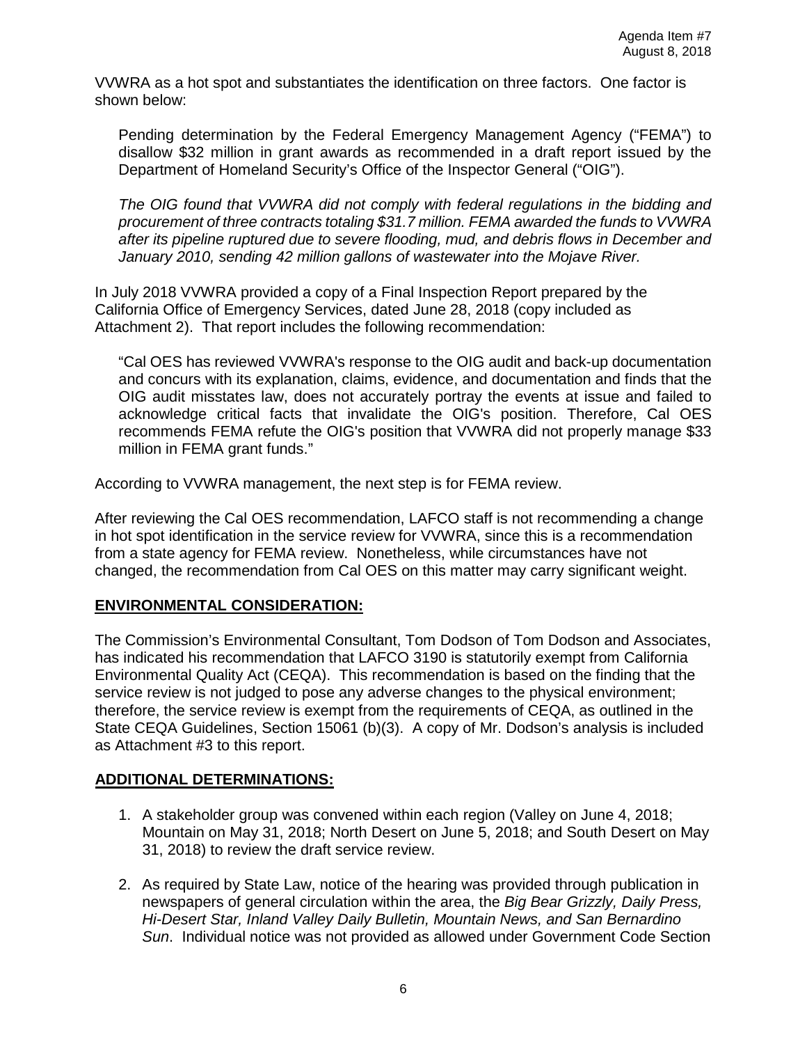VVWRA as a hot spot and substantiates the identification on three factors. One factor is shown below:

> Pending determination by the Federal Emergency Management Agency ("FEMA") to disallow $32 million in grant awards as recommended in a draft report issued by the Department of Homeland Security's Office of the Inspector General ("OIG").
>
> *The OIG found that VVWRA did not comply with federal regulations in the bidding and procurement of three contracts totaling $31.7 million. FEMA awarded the funds to VVWRA after its pipeline ruptured due to severe flooding, mud, and debris flows in December and January 2010, sending 42 million gallons of wastewater into the Mojave River.*

In July 2018 VVWRA provided a copy of a Final Inspection Report prepared by the California Office of Emergency Services, dated June 28, 2018 (copy included as Attachment 2). That report includes the following recommendation:

> "Cal OES has reviewed VVWRA's response to the OIG audit and back-up documentation and concurs with its explanation, claims, evidence, and documentation and finds that the OIG audit misstates law, does not accurately portray the events at issue and failed to acknowledge critical facts that invalidate the OIG's position. Therefore, Cal OES recommends FEMA refute the OIG's position that VVWRA did not properly manage $33 million in FEMA grant funds."

According to VVWRA management, the next step is for FEMA review.

After reviewing the Cal OES recommendation, LAFCO staff is not recommending a change in hot spot identification in the service review for VVWRA, since this is a recommendation from a state agency for FEMA review. Nonetheless, while circumstances have not changed, the recommendation from Cal OES on this matter may carry significant weight.

## ENVIRONMENTAL CONSIDERATION:

The Commission's Environmental Consultant, Tom Dodson of Tom Dodson and Associates, has indicated his recommendation that LAFCO 3190 is statutorily exempt from California Environmental Quality Act (CEQA). This recommendation is based on the finding that the service review is not judged to pose any adverse changes to the physical environment; therefore, the service review is exempt from the requirements of CEQA, as outlined in the State CEQA Guidelines, Section 15061 (b)(3). A copy of Mr. Dodson's analysis is included as Attachment #3 to this report.

## ADDITIONAL DETERMINATIONS:

1. A stakeholder group was convened within each region (Valley on June 4, 2018; Mountain on May 31, 2018; North Desert on June 5, 2018; and South Desert on May 31, 2018) to review the draft service review.

2. As required by State Law, notice of the hearing was provided through publication in newspapers of general circulation within the area, the *Big Bear Grizzly, Daily Press, Hi-Desert Star, Inland Valley Daily Bulletin, Mountain News, and San Bernardino Sun*. Individual notice was not provided as allowed under Government Code Section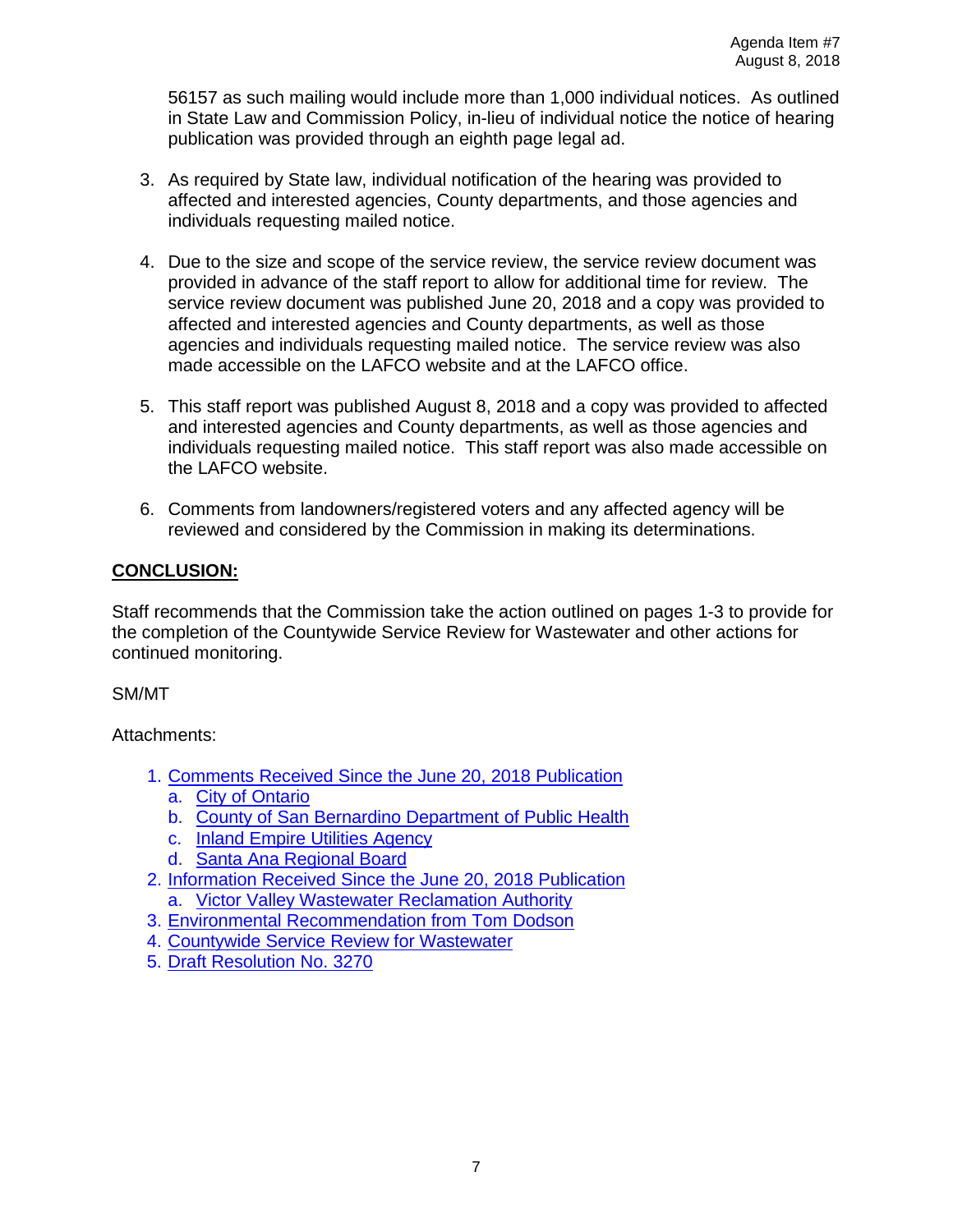56157 as such mailing would include more than 1,000 individual notices. As outlined in State Law and Commission Policy, in-lieu of individual notice the notice of hearing publication was provided through an eighth page legal ad.

3. As required by State law, individual notification of the hearing was provided to affected and interested agencies, County departments, and those agencies and individuals requesting mailed notice.

4. Due to the size and scope of the service review, the service review document was provided in advance of the staff report to allow for additional time for review. The service review document was published June 20, 2018 and a copy was provided to affected and interested agencies and County departments, as well as those agencies and individuals requesting mailed notice. The service review was also made accessible on the LAFCO website and at the LAFCO office.

5. This staff report was published August 8, 2018 and a copy was provided to affected and interested agencies and County departments, as well as those agencies and individuals requesting mailed notice. This staff report was also made accessible on the LAFCO website.

6. Comments from landowners/registered voters and any affected agency will be reviewed and considered by the Commission in making its determinations.

## **CONCLUSION:**

Staff recommends that the Commission take the action outlined on pages 1-3 to provide for the completion of the Countywide Service Review for Wastewater and other actions for continued monitoring.

SM/MT

Attachments:

1. Comments Received Since the June 20, 2018 Publication
   a. City of Ontario
   b. County of San Bernardino Department of Public Health
   c. Inland Empire Utilities Agency
   d. Santa Ana Regional Board
2. Information Received Since the June 20, 2018 Publication
   a. Victor Valley Wastewater Reclamation Authority
3. Environmental Recommendation from Tom Dodson
4. Countywide Service Review for Wastewater
5. Draft Resolution No. 3270